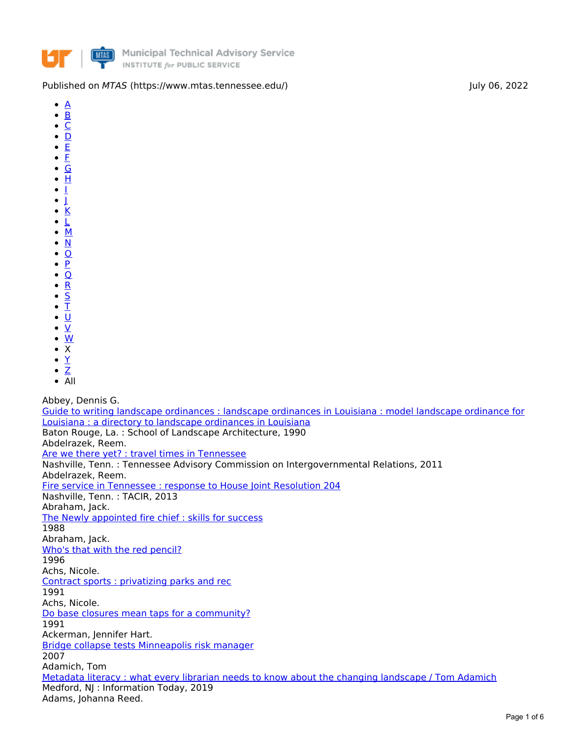Published on *MTAS* (https://www.mtas.tennessee.edu/) July 06, 2022

- A
- B
- C
- D
- E
- F
- G
- H
- I
- J
- K
- L
- M
- N
- O
- P
- Q
- R
- S
- T
- U
- V
- W
- X
- Y
- Z
- All

Abbey, Dennis G.
Guide to writing landscape ordinances : landscape ordinances in Louisiana : model landscape ordinance for Louisiana : a directory to landscape ordinances in Louisiana
Baton Rouge, La. : School of Landscape Architecture, 1990
Abdelrazek, Reem.
Are we there yet? : travel times in Tennessee
Nashville, Tenn. : Tennessee Advisory Commission on Intergovernmental Relations, 2011
Abdelrazek, Reem.
Fire service in Tennessee : response to House Joint Resolution 204
Nashville, Tenn. : TACIR, 2013
Abraham, Jack.
The Newly appointed fire chief : skills for success
1988
Abraham, Jack.
Who's that with the red pencil?
1996
Achs, Nicole.
Contract sports : privatizing parks and rec
1991
Achs, Nicole.
Do base closures mean taps for a community?
1991
Ackerman, Jennifer Hart.
Bridge collapse tests Minneapolis risk manager
2007
Adamich, Tom
Metadata literacy : what every librarian needs to know about the changing landscape / Tom Adamich
Medford, NJ : Information Today, 2019
Adams, Johanna Reed.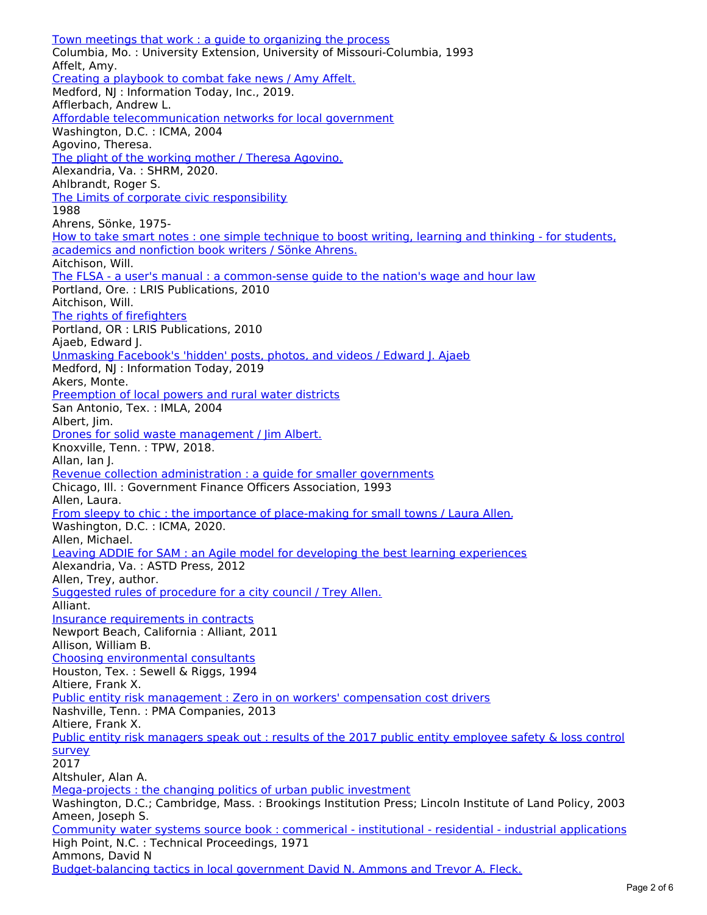Town meetings that work : a guide to organizing the process
Columbia, Mo. : University Extension, University of Missouri-Columbia, 1993
Affelt, Amy.
Creating a playbook to combat fake news / Amy Affelt.
Medford, NJ : Information Today, Inc., 2019.
Afflerbach, Andrew L.
Affordable telecommunication networks for local government
Washington, D.C. : ICMA, 2004
Agovino, Theresa.
The plight of the working mother / Theresa Agovino.
Alexandria, Va. : SHRM, 2020.
Ahlbrandt, Roger S.
The Limits of corporate civic responsibility
1988
Ahrens, Sönke, 1975-
How to take smart notes : one simple technique to boost writing, learning and thinking - for students, academics and nonfiction book writers / Sönke Ahrens.
Aitchison, Will.
The FLSA - a user's manual : a common-sense guide to the nation's wage and hour law
Portland, Ore. : LRIS Publications, 2010
Aitchison, Will.
The rights of firefighters
Portland, OR : LRIS Publications, 2010
Ajaeb, Edward J.
Unmasking Facebook's 'hidden' posts, photos, and videos / Edward J. Ajaeb
Medford, NJ : Information Today, 2019
Akers, Monte.
Preemption of local powers and rural water districts
San Antonio, Tex. : IMLA, 2004
Albert, Jim.
Drones for solid waste management / Jim Albert.
Knoxville, Tenn. : TPW, 2018.
Allan, Ian J.
Revenue collection administration : a guide for smaller governments
Chicago, Ill. : Government Finance Officers Association, 1993
Allen, Laura.
From sleepy to chic : the importance of place-making for small towns / Laura Allen.
Washington, D.C. : ICMA, 2020.
Allen, Michael.
Leaving ADDIE for SAM : an Agile model for developing the best learning experiences
Alexandria, Va. : ASTD Press, 2012
Allen, Trey, author.
Suggested rules of procedure for a city council / Trey Allen.
Alliant.
Insurance requirements in contracts
Newport Beach, California : Alliant, 2011
Allison, William B.
Choosing environmental consultants
Houston, Tex. : Sewell & Riggs, 1994
Altiere, Frank X.
Public entity risk management : Zero in on workers' compensation cost drivers
Nashville, Tenn. : PMA Companies, 2013
Altiere, Frank X.
Public entity risk managers speak out : results of the 2017 public entity employee safety & loss control survey
2017
Altshuler, Alan A.
Mega-projects : the changing politics of urban public investment
Washington, D.C.; Cambridge, Mass. : Brookings Institution Press; Lincoln Institute of Land Policy, 2003
Ameen, Joseph S.
Community water systems source book : commerical - institutional - residential - industrial applications
High Point, N.C. : Technical Proceedings, 1971
Ammons, David N
Budget-balancing tactics in local government David N. Ammons and Trevor A. Fleck.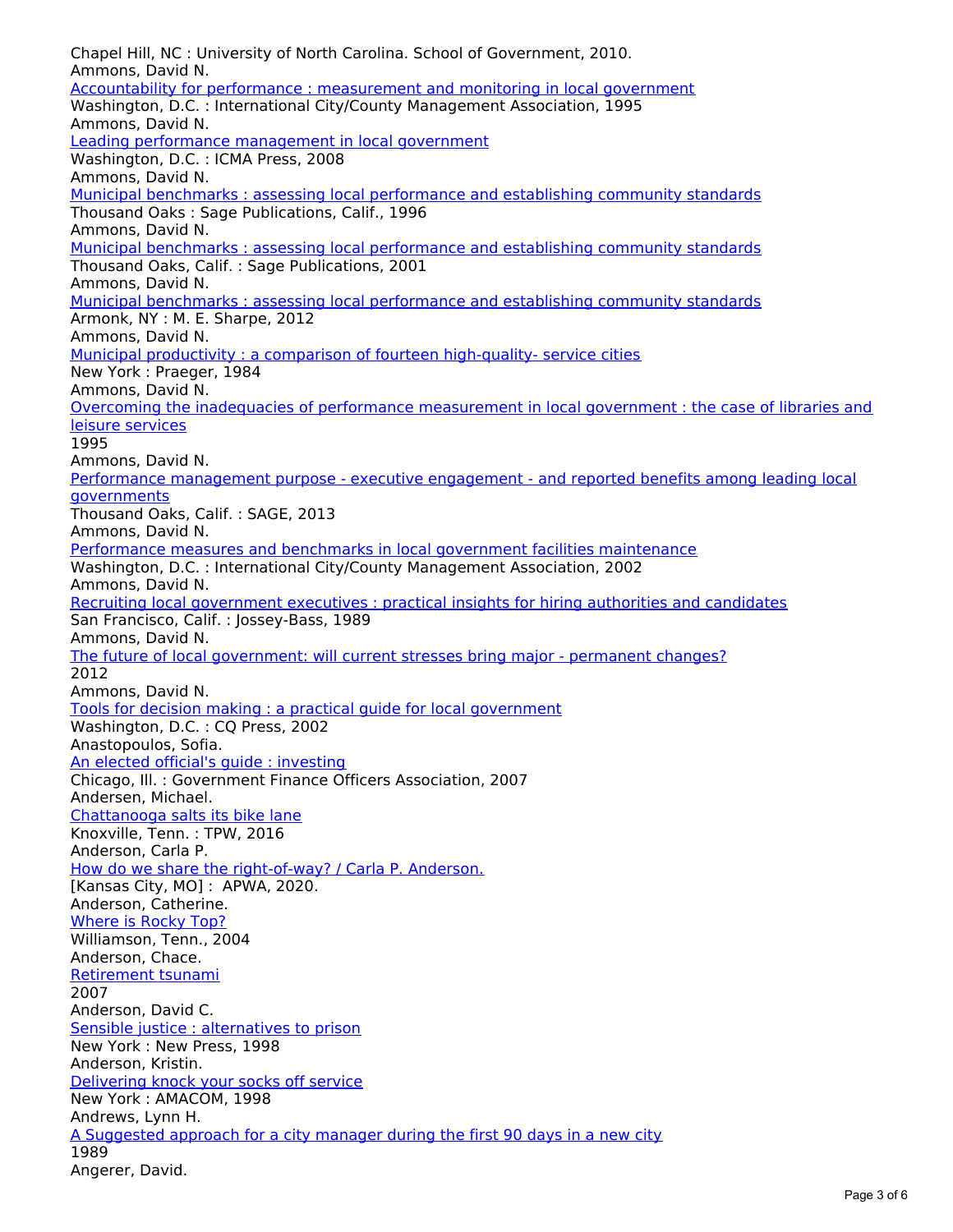Chapel Hill, NC : University of North Carolina. School of Government, 2010.
Ammons, David N.
Accountability for performance : measurement and monitoring in local government
Washington, D.C. : International City/County Management Association, 1995
Ammons, David N.
Leading performance management in local government
Washington, D.C. : ICMA Press, 2008
Ammons, David N.
Municipal benchmarks : assessing local performance and establishing community standards
Thousand Oaks : Sage Publications, Calif., 1996
Ammons, David N.
Municipal benchmarks : assessing local performance and establishing community standards
Thousand Oaks, Calif. : Sage Publications, 2001
Ammons, David N.
Municipal benchmarks : assessing local performance and establishing community standards
Armonk, NY : M. E. Sharpe, 2012
Ammons, David N.
Municipal productivity : a comparison of fourteen high-quality- service cities
New York : Praeger, 1984
Ammons, David N.
Overcoming the inadequacies of performance measurement in local government : the case of libraries and leisure services
1995
Ammons, David N.
Performance management purpose - executive engagement - and reported benefits among leading local governments
Thousand Oaks, Calif. : SAGE, 2013
Ammons, David N.
Performance measures and benchmarks in local government facilities maintenance
Washington, D.C. : International City/County Management Association, 2002
Ammons, David N.
Recruiting local government executives : practical insights for hiring authorities and candidates
San Francisco, Calif. : Jossey-Bass, 1989
Ammons, David N.
The future of local government: will current stresses bring major - permanent changes?
2012
Ammons, David N.
Tools for decision making : a practical guide for local government
Washington, D.C. : CQ Press, 2002
Anastopoulos, Sofia.
An elected official's guide : investing
Chicago, Ill. : Government Finance Officers Association, 2007
Andersen, Michael.
Chattanooga salts its bike lane
Knoxville, Tenn. : TPW, 2016
Anderson, Carla P.
How do we share the right-of-way? / Carla P. Anderson.
[Kansas City, MO] : APWA, 2020.
Anderson, Catherine.
Where is Rocky Top?
Williamson, Tenn., 2004
Anderson, Chace.
Retirement tsunami
2007
Anderson, David C.
Sensible justice : alternatives to prison
New York : New Press, 1998
Anderson, Kristin.
Delivering knock your socks off service
New York : AMACOM, 1998
Andrews, Lynn H.
A Suggested approach for a city manager during the first 90 days in a new city
1989
Angerer, David.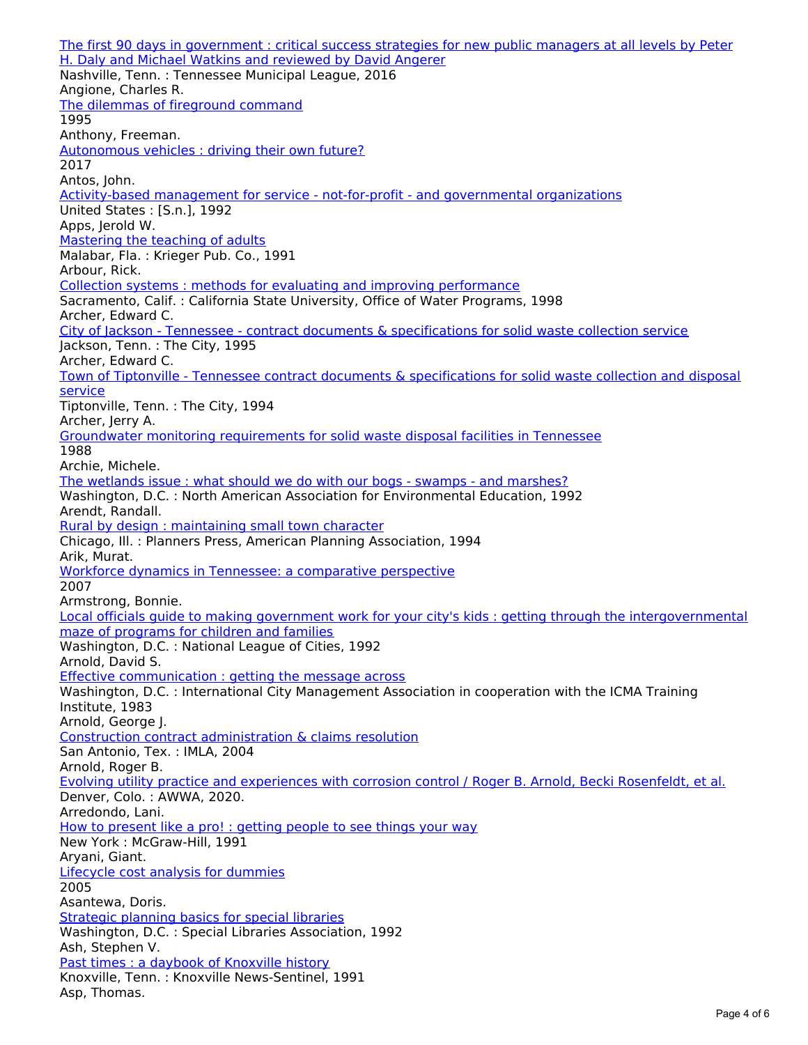The first 90 days in government : critical success strategies for new public managers at all levels by Peter H. Daly and Michael Watkins and reviewed by David Angerer
Nashville, Tenn. : Tennessee Municipal League, 2016
Angione, Charles R.
The dilemmas of fireground command
1995
Anthony, Freeman.
Autonomous vehicles : driving their own future?
2017
Antos, John.
Activity-based management for service - not-for-profit - and governmental organizations
United States : [S.n.], 1992
Apps, Jerold W.
Mastering the teaching of adults
Malabar, Fla. : Krieger Pub. Co., 1991
Arbour, Rick.
Collection systems : methods for evaluating and improving performance
Sacramento, Calif. : California State University, Office of Water Programs, 1998
Archer, Edward C.
City of Jackson - Tennessee - contract documents & specifications for solid waste collection service
Jackson, Tenn. : The City, 1995
Archer, Edward C.
Town of Tiptonville - Tennessee contract documents & specifications for solid waste collection and disposal service
Tiptonville, Tenn. : The City, 1994
Archer, Jerry A.
Groundwater monitoring requirements for solid waste disposal facilities in Tennessee
1988
Archie, Michele.
The wetlands issue : what should we do with our bogs - swamps - and marshes?
Washington, D.C. : North American Association for Environmental Education, 1992
Arendt, Randall.
Rural by design : maintaining small town character
Chicago, Ill. : Planners Press, American Planning Association, 1994
Arik, Murat.
Workforce dynamics in Tennessee: a comparative perspective
2007
Armstrong, Bonnie.
Local officials guide to making government work for your city's kids : getting through the intergovernmental maze of programs for children and families
Washington, D.C. : National League of Cities, 1992
Arnold, David S.
Effective communication : getting the message across
Washington, D.C. : International City Management Association in cooperation with the ICMA Training Institute, 1983
Arnold, George J.
Construction contract administration & claims resolution
San Antonio, Tex. : IMLA, 2004
Arnold, Roger B.
Evolving utility practice and experiences with corrosion control / Roger B. Arnold, Becki Rosenfeldt, et al.
Denver, Colo. : AWWA, 2020.
Arredondo, Lani.
How to present like a pro! : getting people to see things your way
New York : McGraw-Hill, 1991
Aryani, Giant.
Lifecycle cost analysis for dummies
2005
Asantewa, Doris.
Strategic planning basics for special libraries
Washington, D.C. : Special Libraries Association, 1992
Ash, Stephen V.
Past times : a daybook of Knoxville history
Knoxville, Tenn. : Knoxville News-Sentinel, 1991
Asp, Thomas.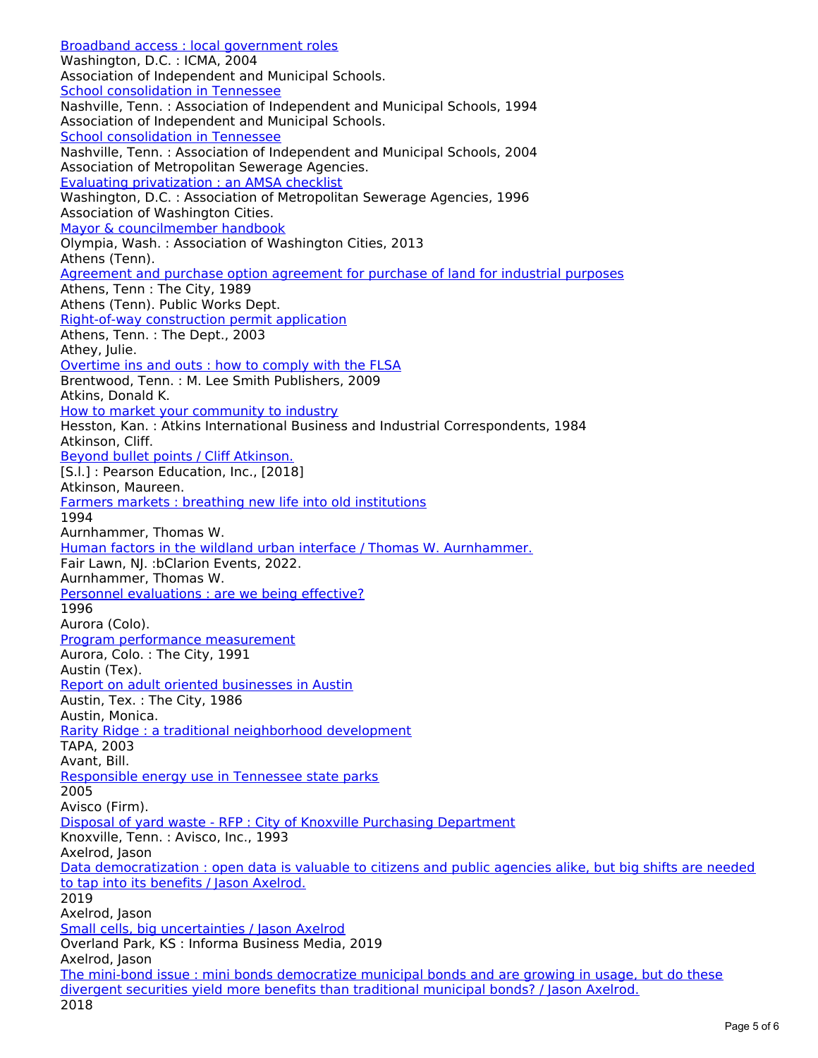[Broadband access : local government roles]
Washington, D.C. : ICMA, 2004
Association of Independent and Municipal Schools.
[School consolidation in Tennessee]
Nashville, Tenn. : Association of Independent and Municipal Schools, 1994
Association of Independent and Municipal Schools.
[School consolidation in Tennessee]
Nashville, Tenn. : Association of Independent and Municipal Schools, 2004
Association of Metropolitan Sewerage Agencies.
[Evaluating privatization : an AMSA checklist]
Washington, D.C. : Association of Metropolitan Sewerage Agencies, 1996
Association of Washington Cities.
[Mayor & councilmember handbook]
Olympia, Wash. : Association of Washington Cities, 2013
Athens (Tenn).
[Agreement and purchase option agreement for purchase of land for industrial purposes]
Athens, Tenn : The City, 1989
Athens (Tenn). Public Works Dept.
[Right-of-way construction permit application]
Athens, Tenn. : The Dept., 2003
Athey, Julie.
[Overtime ins and outs : how to comply with the FLSA]
Brentwood, Tenn. : M. Lee Smith Publishers, 2009
Atkins, Donald K.
[How to market your community to industry]
Hesston, Kan. : Atkins International Business and Industrial Correspondents, 1984
Atkinson, Cliff.
[Beyond bullet points / Cliff Atkinson.]
[S.l.] : Pearson Education, Inc., [2018]
Atkinson, Maureen.
[Farmers markets : breathing new life into old institutions]
1994
Aurnhammer, Thomas W.
[Human factors in the wildland urban interface / Thomas W. Aurnhammer.]
Fair Lawn, NJ. :bClarion Events, 2022.
Aurnhammer, Thomas W.
[Personnel evaluations : are we being effective?]
1996
Aurora (Colo).
[Program performance measurement]
Aurora, Colo. : The City, 1991
Austin (Tex).
[Report on adult oriented businesses in Austin]
Austin, Tex. : The City, 1986
Austin, Monica.
[Rarity Ridge : a traditional neighborhood development]
TAPA, 2003
Avant, Bill.
[Responsible energy use in Tennessee state parks]
2005
Avisco (Firm).
[Disposal of yard waste - RFP : City of Knoxville Purchasing Department]
Knoxville, Tenn. : Avisco, Inc., 1993
Axelrod, Jason
[Data democratization : open data is valuable to citizens and public agencies alike, but big shifts are needed to tap into its benefits / Jason Axelrod.]
2019
Axelrod, Jason
[Small cells, big uncertainties / Jason Axelrod]
Overland Park, KS : Informa Business Media, 2019
Axelrod, Jason
[The mini-bond issue : mini bonds democratize municipal bonds and are growing in usage, but do these divergent securities yield more benefits than traditional municipal bonds? / Jason Axelrod.]
2018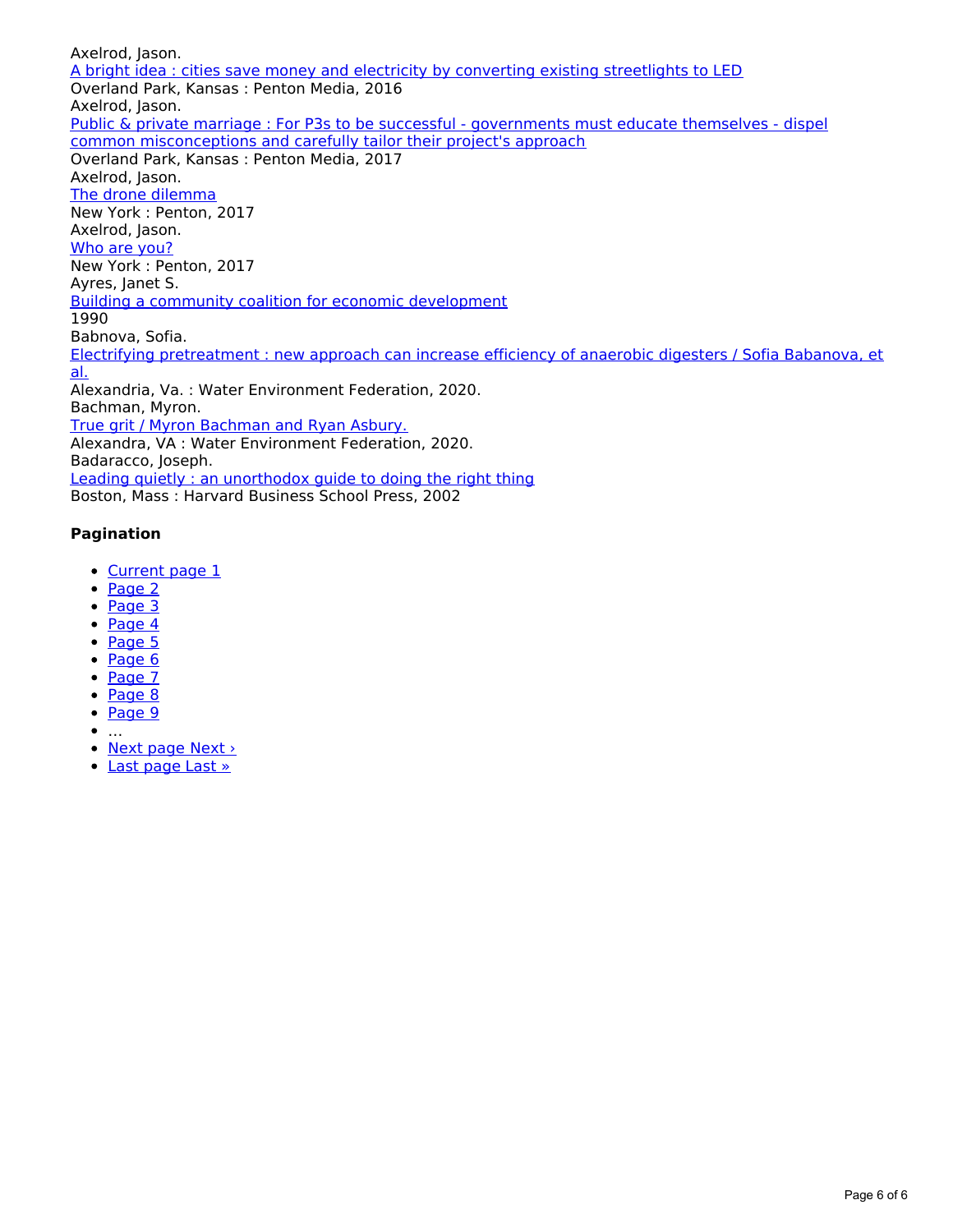Axelrod, Jason.
[A bright idea : cities save money and electricity by converting existing streetlights to LED]
Overland Park, Kansas : Penton Media, 2016
Axelrod, Jason.
[Public & private marriage : For P3s to be successful - governments must educate themselves - dispel common misconceptions and carefully tailor their project's approach]
Overland Park, Kansas : Penton Media, 2017
Axelrod, Jason.
[The drone dilemma]
New York : Penton, 2017
Axelrod, Jason.
[Who are you?]
New York : Penton, 2017
Ayres, Janet S.
[Building a community coalition for economic development]
1990
Babnova, Sofia.
[Electrifying pretreatment : new approach can increase efficiency of anaerobic digesters / Sofia Babanova, et al.]
Alexandria, Va. : Water Environment Federation, 2020.
Bachman, Myron.
[True grit / Myron Bachman and Ryan Asbury.]
Alexandra, VA : Water Environment Federation, 2020.
Badaracco, Joseph.
[Leading quietly : an unorthodox guide to doing the right thing]
Boston, Mass : Harvard Business School Press, 2002

### Pagination

- Current page 1
- Page 2
- Page 3
- Page 4
- Page 5
- Page 6
- Page 7
- Page 8
- Page 9
- …
- Next page Next ›
- Last page Last »